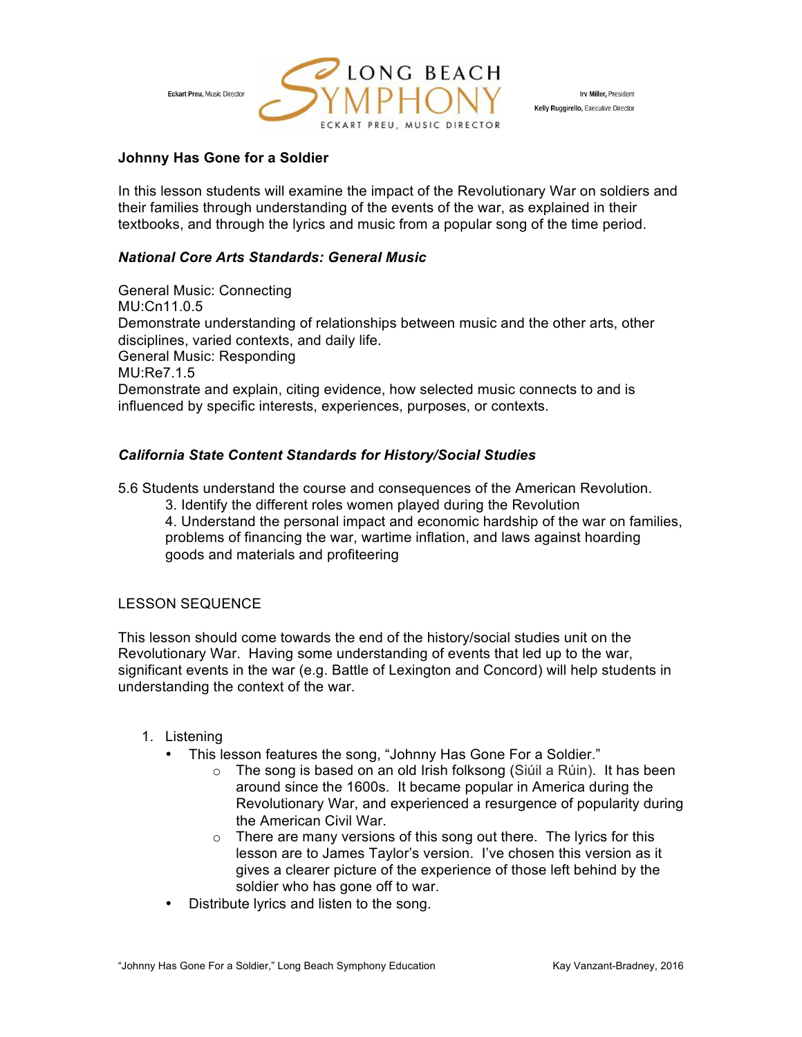**Johnny Has Gone for a Soldier**

In this lesson students will examine the impact of the Revolutionary War on soldiers and their families through understanding of the events of the war, as explained in their textbooks, and through the lyrics and music from a popular song of the time period.

***National Core Arts Standards: General Music***

General Music: Connecting
MU:Cn11.0.5
Demonstrate understanding of relationships between music and the other arts, other disciplines, varied contexts, and daily life.
General Music: Responding
MU:Re7.1.5
Demonstrate and explain, citing evidence, how selected music connects to and is influenced by specific interests, experiences, purposes, or contexts.

***California State Content Standards for History/Social Studies***

5.6 Students understand the course and consequences of the American Revolution.
   3. Identify the different roles women played during the Revolution
   4. Understand the personal impact and economic hardship of the war on families, problems of financing the war, wartime inflation, and laws against hoarding goods and materials and profiteering

LESSON SEQUENCE

This lesson should come towards the end of the history/social studies unit on the Revolutionary War. Having some understanding of events that led up to the war, significant events in the war (e.g. Battle of Lexington and Concord) will help students in understanding the context of the war.

1. Listening
   - This lesson features the song, "Johnny Has Gone For a Soldier."
      - The song is based on an old Irish folksong (Siúil a Rúin). It has been around since the 1600s. It became popular in America during the Revolutionary War, and experienced a resurgence of popularity during the American Civil War.
      - There are many versions of this song out there. The lyrics for this lesson are to James Taylor's version. I've chosen this version as it gives a clearer picture of the experience of those left behind by the soldier who has gone off to war.
   - Distribute lyrics and listen to the song.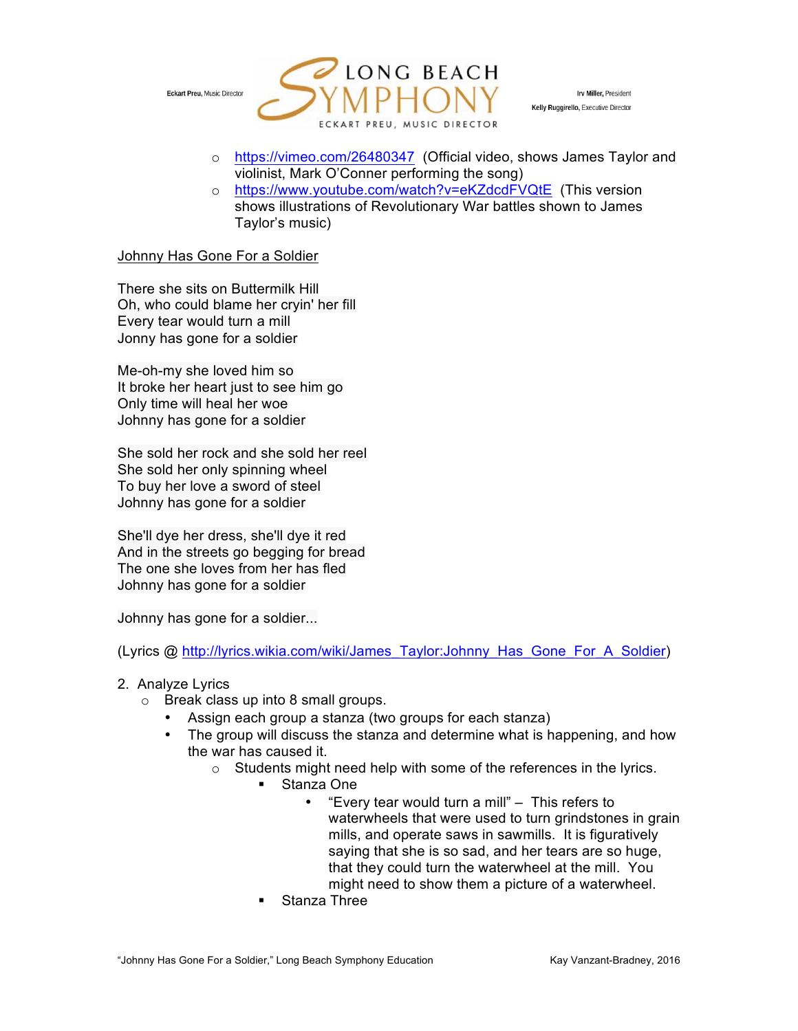- https://vimeo.com/26480347 (Official video, shows James Taylor and violinist, Mark O'Conner performing the song)
- https://www.youtube.com/watch?v=eKZdcdFVQtE (This version shows illustrations of Revolutionary War battles shown to James Taylor's music)

Johnny Has Gone For a Soldier

There she sits on Buttermilk Hill
Oh, who could blame her cryin' her fill
Every tear would turn a mill
Jonny has gone for a soldier

Me-oh-my she loved him so
It broke her heart just to see him go
Only time will heal her woe
Johnny has gone for a soldier

She sold her rock and she sold her reel
She sold her only spinning wheel
To buy her love a sword of steel
Johnny has gone for a soldier

She'll dye her dress, she'll dye it red
And in the streets go begging for bread
The one she loves from her has fled
Johnny has gone for a soldier

Johnny has gone for a soldier...

(Lyrics @ http://lyrics.wikia.com/wiki/James_Taylor:Johnny_Has_Gone_For_A_Soldier)

2. Analyze Lyrics
   - Break class up into 8 small groups.
     - Assign each group a stanza (two groups for each stanza)
     - The group will discuss the stanza and determine what is happening, and how the war has caused it.
       - Students might need help with some of the references in the lyrics.
         - Stanza One
           - "Every tear would turn a mill" – This refers to waterwheels that were used to turn grindstones in grain mills, and operate saws in sawmills. It is figuratively saying that she is so sad, and her tears are so huge, that they could turn the waterwheel at the mill. You might need to show them a picture of a waterwheel.
         - Stanza Three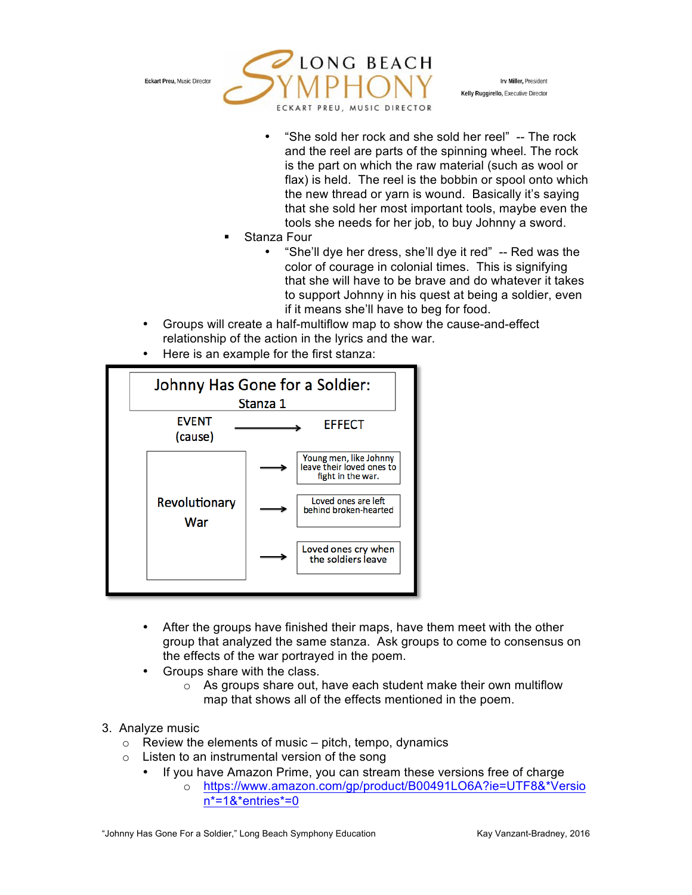- "She sold her rock and she sold her reel" -- The rock and the reel are parts of the spinning wheel. The rock is the part on which the raw material (such as wool or flax) is held. The reel is the bobbin or spool onto which the new thread or yarn is wound. Basically it's saying that she sold her most important tools, maybe even the tools she needs for her job, to buy Johnny a sword.

- Stanza Four
  - "She'll dye her dress, she'll dye it red" -- Red was the color of courage in colonial times. This is signifying that she will have to be brave and do whatever it takes to support Johnny in his quest at being a soldier, even if it means she'll have to beg for food.

- Groups will create a half-multiflow map to show the cause-and-effect relationship of the action in the lyrics and the war.
- Here is an example for the first stanza:

**Johnny Has Gone for a Soldier: Stanza 1**

| EVENT (cause) | → | EFFECT |
| --- | --- | --- |
| Revolutionary War | → | Young men, like Johnny leave their loved ones to fight in the war. |
| | → | Loved ones are left behind broken-hearted |
| | → | Loved ones cry when the soldiers leave |

- After the groups have finished their maps, have them meet with the other group that analyzed the same stanza. Ask groups to come to consensus on the effects of the war portrayed in the poem.
- Groups share with the class.
  - As groups share out, have each student make their own multiflow map that shows all of the effects mentioned in the poem.

3. Analyze music
   - Review the elements of music – pitch, tempo, dynamics
   - Listen to an instrumental version of the song
     - If you have Amazon Prime, you can stream these versions free of charge
       - https://www.amazon.com/gp/product/B00491LO6A?ie=UTF8&*Version*=1&*entries*=0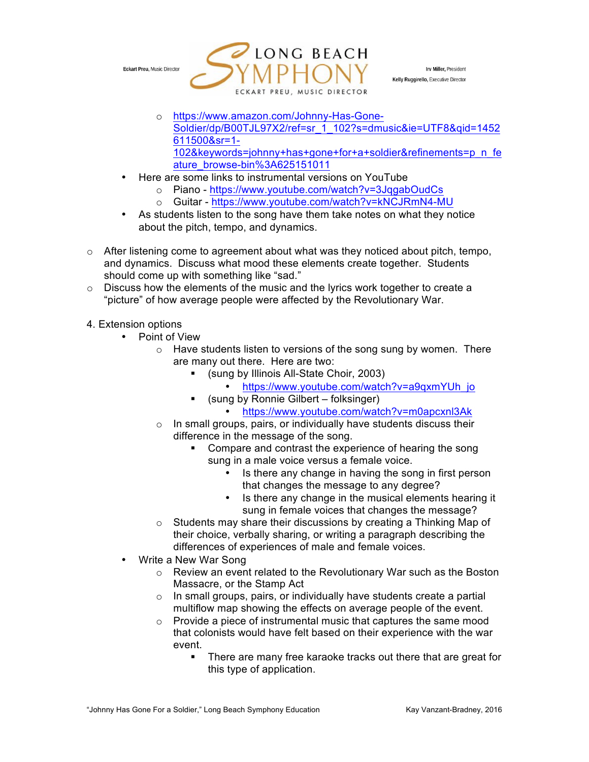- https://www.amazon.com/Johnny-Has-Gone-Soldier/dp/B00TJL97X2/ref=sr_1_102?s=dmusic&ie=UTF8&qid=1452611500&sr=1-102&keywords=johnny+has+gone+for+a+soldier&refinements=p_n_feature_browse-bin%3A625151011
- Here are some links to instrumental versions on YouTube
    - Piano - https://www.youtube.com/watch?v=3JqgabOudCs
    - Guitar - https://www.youtube.com/watch?v=kNCJRmN4-MU
- As students listen to the song have them take notes on what they notice about the pitch, tempo, and dynamics.

- After listening come to agreement about what was they noticed about pitch, tempo, and dynamics. Discuss what mood these elements create together. Students should come up with something like "sad."
- Discuss how the elements of the music and the lyrics work together to create a "picture" of how average people were affected by the Revolutionary War.

4. Extension options
    - Point of View
        - Have students listen to versions of the song sung by women. There are many out there. Here are two:
            - (sung by Illinois All-State Choir, 2003)
                - https://www.youtube.com/watch?v=a9qxmYUh_jo
            - (sung by Ronnie Gilbert – folksinger)
                - https://www.youtube.com/watch?v=m0apcxnl3Ak
        - In small groups, pairs, or individually have students discuss their difference in the message of the song.
            - Compare and contrast the experience of hearing the song sung in a male voice versus a female voice.
                - Is there any change in having the song in first person that changes the message to any degree?
                - Is there any change in the musical elements hearing it sung in female voices that changes the message?
        - Students may share their discussions by creating a Thinking Map of their choice, verbally sharing, or writing a paragraph describing the differences of experiences of male and female voices.
    - Write a New War Song
        - Review an event related to the Revolutionary War such as the Boston Massacre, or the Stamp Act
        - In small groups, pairs, or individually have students create a partial multiflow map showing the effects on average people of the event.
        - Provide a piece of instrumental music that captures the same mood that colonists would have felt based on their experience with the war event.
            - There are many free karaoke tracks out there that are great for this type of application.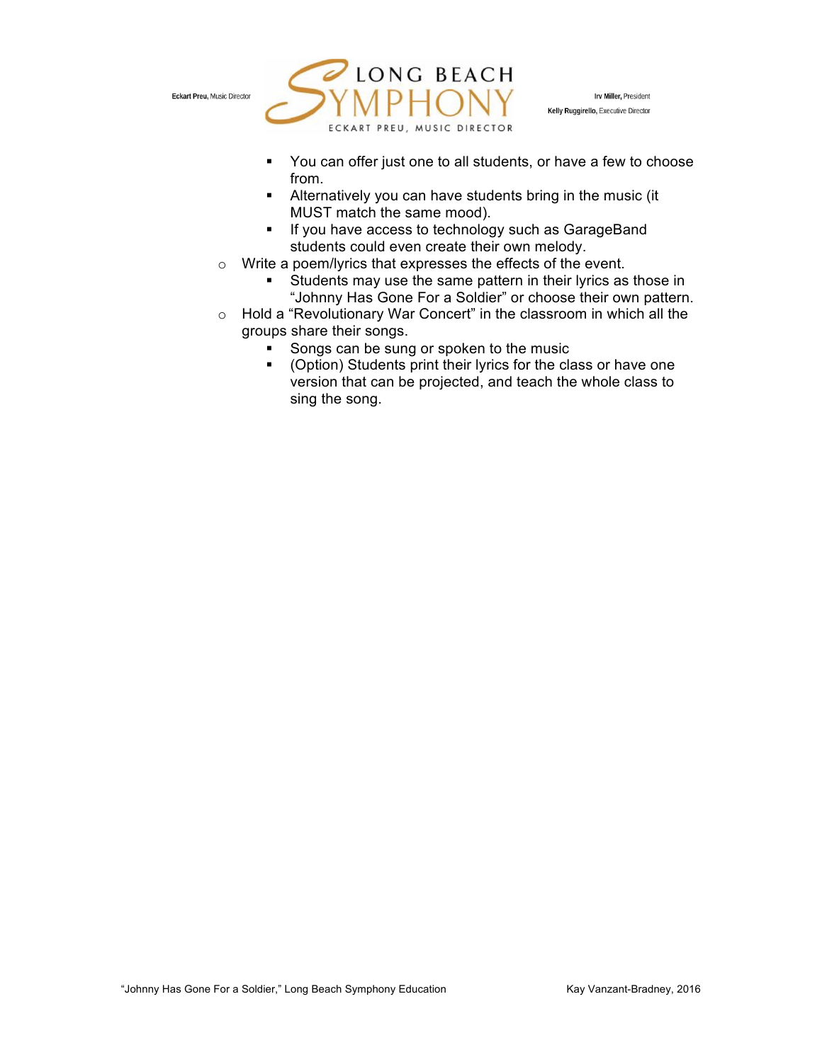- You can offer just one to all students, or have a few to choose from.
    - Alternatively you can have students bring in the music (it MUST match the same mood).
    - If you have access to technology such as GarageBand students could even create their own melody.
  - Write a poem/lyrics that expresses the effects of the event.
    - Students may use the same pattern in their lyrics as those in "Johnny Has Gone For a Soldier" or choose their own pattern.
  - Hold a "Revolutionary War Concert" in the classroom in which all the groups share their songs.
    - Songs can be sung or spoken to the music
    - (Option) Students print their lyrics for the class or have one version that can be projected, and teach the whole class to sing the song.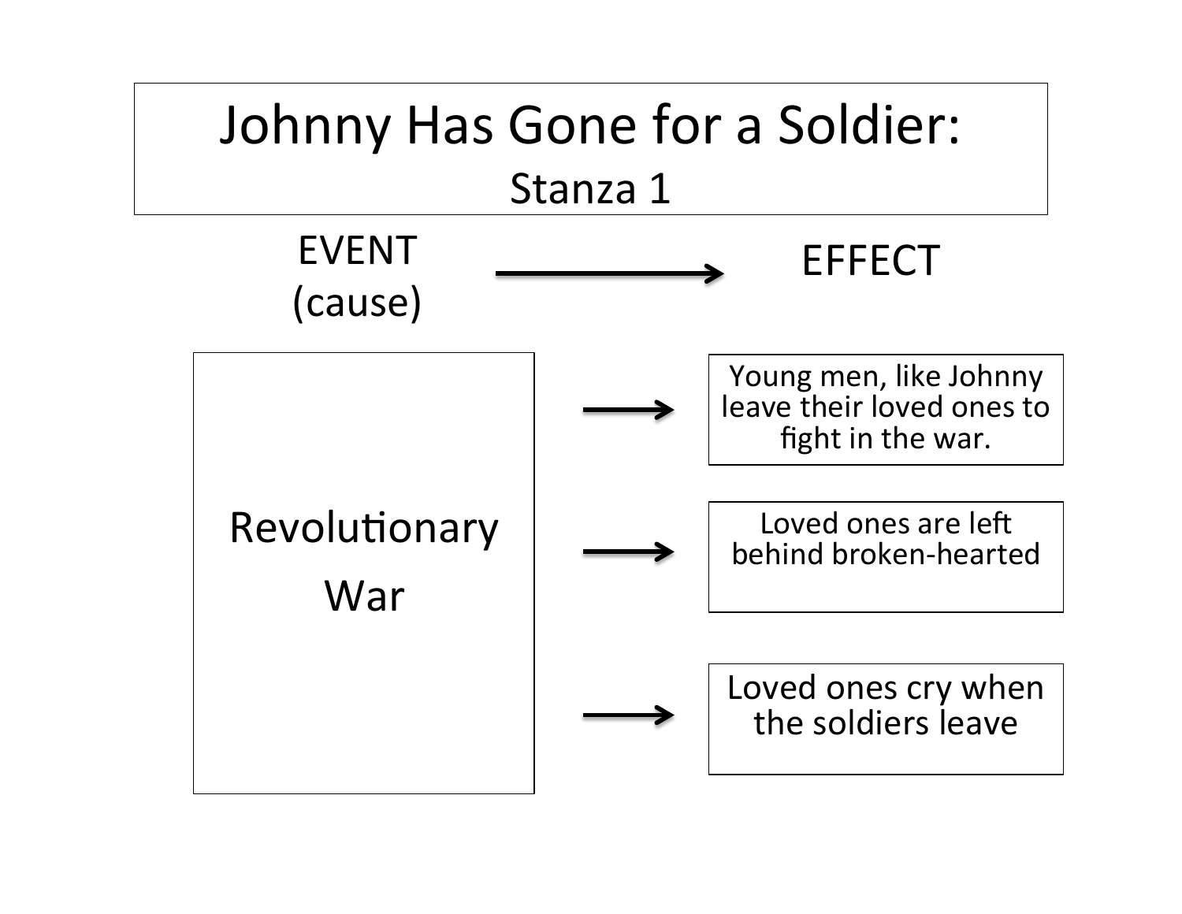# Johnny Has Gone for a Soldier:

## Stanza 1

EVENT (cause) → EFFECT

**Revolutionary War**

→ Young men, like Johnny leave their loved ones to fight in the war.

→ Loved ones are left behind broken-hearted

→ Loved ones cry when the soldiers leave